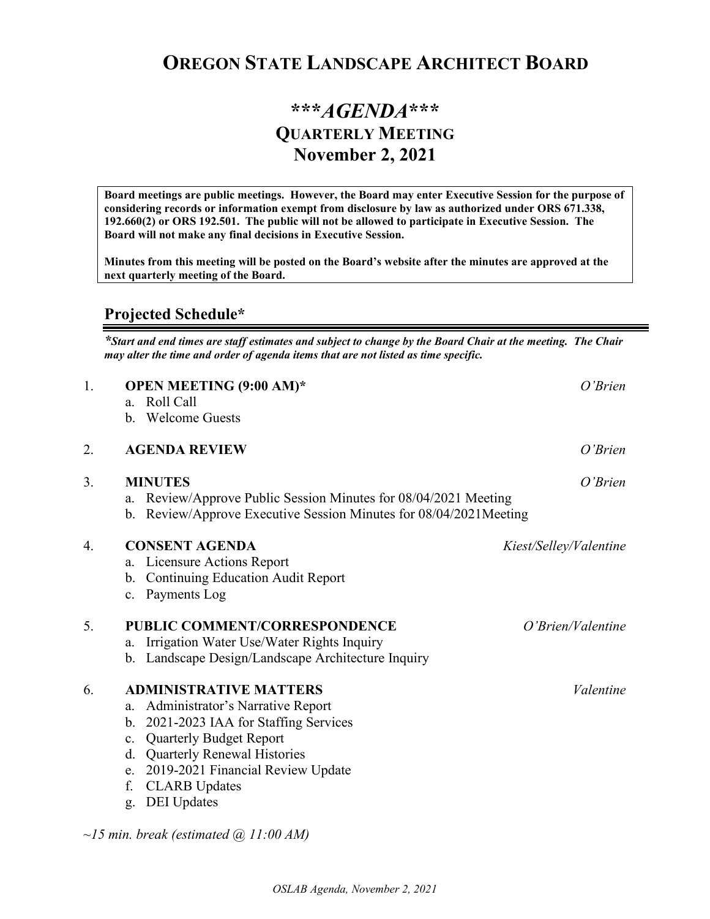# OREGON STATE LANDSCAPE ARCHITECT BOARD

## ***AGENDA***

## QUARTERLY MEETING
## November 2, 2021

**Board meetings are public meetings. However, the Board may enter Executive Session for the purpose of considering records or information exempt from disclosure by law as authorized under ORS 671.338, 192.660(2) or ORS 192.501. The public will not be allowed to participate in Executive Session. The Board will not make any final decisions in Executive Session.**

**Minutes from this meeting will be posted on the Board's website after the minutes are approved at the next quarterly meeting of the Board.**

## Projected Schedule*

***Start and end times are staff estimates and subject to change by the Board Chair at the meeting. The Chair may alter the time and order of agenda items that are not listed as time specific.***

1. **OPEN MEETING (9:00 AM)*** — *O'Brien*
   a. Roll Call
   b. Welcome Guests

2. **AGENDA REVIEW** — *O'Brien*

3. **MINUTES** — *O'Brien*
   a. Review/Approve Public Session Minutes for 08/04/2021 Meeting
   b. Review/Approve Executive Session Minutes for 08/04/2021Meeting

4. **CONSENT AGENDA** — *Kiest/Selley/Valentine*
   a. Licensure Actions Report
   b. Continuing Education Audit Report
   c. Payments Log

5. **PUBLIC COMMENT/CORRESPONDENCE** — *O'Brien/Valentine*
   a. Irrigation Water Use/Water Rights Inquiry
   b. Landscape Design/Landscape Architecture Inquiry

6. **ADMINISTRATIVE MATTERS** — *Valentine*
   a. Administrator's Narrative Report
   b. 2021-2023 IAA for Staffing Services
   c. Quarterly Budget Report
   d. Quarterly Renewal Histories
   e. 2019-2021 Financial Review Update
   f. CLARB Updates
   g. DEI Updates

*~15 min. break (estimated @ 11:00 AM)*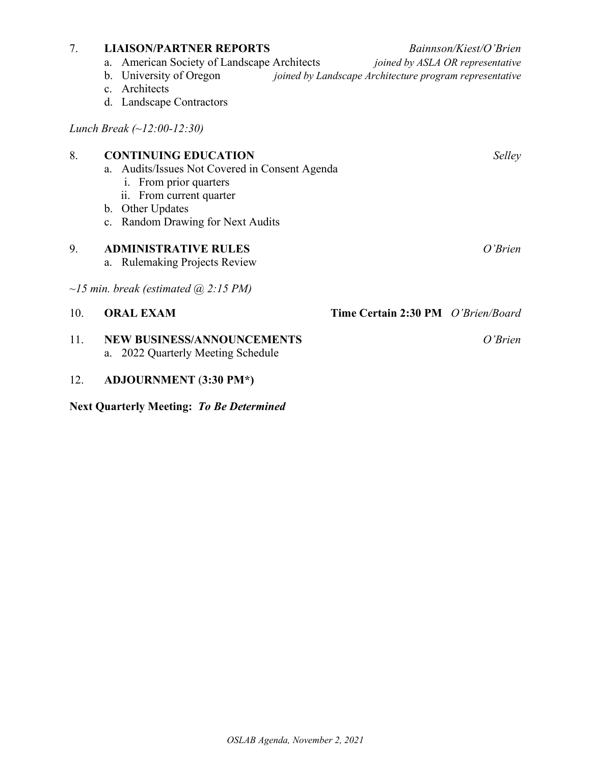7. **LIAISON/PARTNER REPORTS** *Bainnson/Kiest/O'Brien*
   a. American Society of Landscape Architects *joined by ASLA OR representative*
   b. University of Oregon *joined by Landscape Architecture program representative*
   c. Architects
   d. Landscape Contractors

*Lunch Break (~12:00-12:30)*

8. **CONTINUING EDUCATION** *Selley*
   a. Audits/Issues Not Covered in Consent Agenda
      i. From prior quarters
      ii. From current quarter
   b. Other Updates
   c. Random Drawing for Next Audits

9. **ADMINISTRATIVE RULES** *O'Brien*
   a. Rulemaking Projects Review

*~15 min. break (estimated @ 2:15 PM)*

10. **ORAL EXAM** **Time Certain 2:30 PM** *O'Brien/Board*

11. **NEW BUSINESS/ANNOUNCEMENTS** *O'Brien*
    a. 2022 Quarterly Meeting Schedule

12. **ADJOURNMENT (3:30 PM*)**

**Next Quarterly Meeting:** ***To Be Determined***